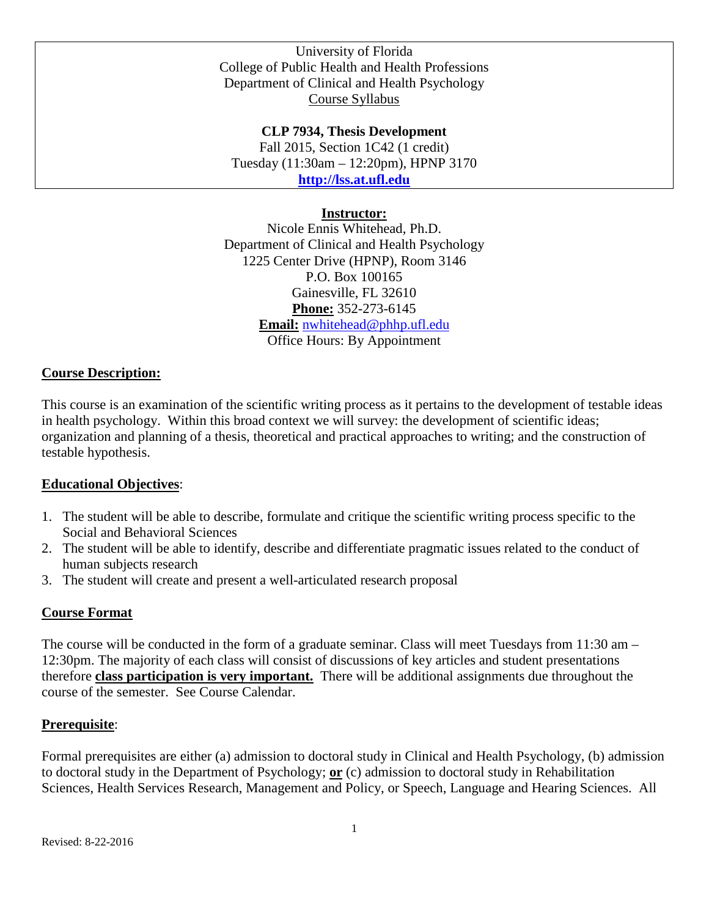University of Florida
College of Public Health and Health Professions
Department of Clinical and Health Psychology
Course Syllabus

**CLP 7934, Thesis Development**
Fall 2015, Section 1C42 (1 credit)
Tuesday (11:30am – 12:20pm), HPNP 3170
**http://lss.at.ufl.edu**

**Instructor:**
Nicole Ennis Whitehead, Ph.D.
Department of Clinical and Health Psychology
1225 Center Drive (HPNP), Room 3146
P.O. Box 100165
Gainesville, FL 32610
**Phone:** 352-273-6145
**Email:** nwhitehead@phhp.ufl.edu
Office Hours: By Appointment

## Course Description:

This course is an examination of the scientific writing process as it pertains to the development of testable ideas in health psychology. Within this broad context we will survey: the development of scientific ideas; organization and planning of a thesis, theoretical and practical approaches to writing; and the construction of testable hypothesis.

## Educational Objectives:

1. The student will be able to describe, formulate and critique the scientific writing process specific to the Social and Behavioral Sciences
2. The student will be able to identify, describe and differentiate pragmatic issues related to the conduct of human subjects research
3. The student will create and present a well-articulated research proposal

## Course Format

The course will be conducted in the form of a graduate seminar. Class will meet Tuesdays from 11:30 am – 12:30pm. The majority of each class will consist of discussions of key articles and student presentations therefore **class participation is very important.** There will be additional assignments due throughout the course of the semester. See Course Calendar.

## Prerequisite:

Formal prerequisites are either (a) admission to doctoral study in Clinical and Health Psychology, (b) admission to doctoral study in the Department of Psychology; **or** (c) admission to doctoral study in Rehabilitation Sciences, Health Services Research, Management and Policy, or Speech, Language and Hearing Sciences. All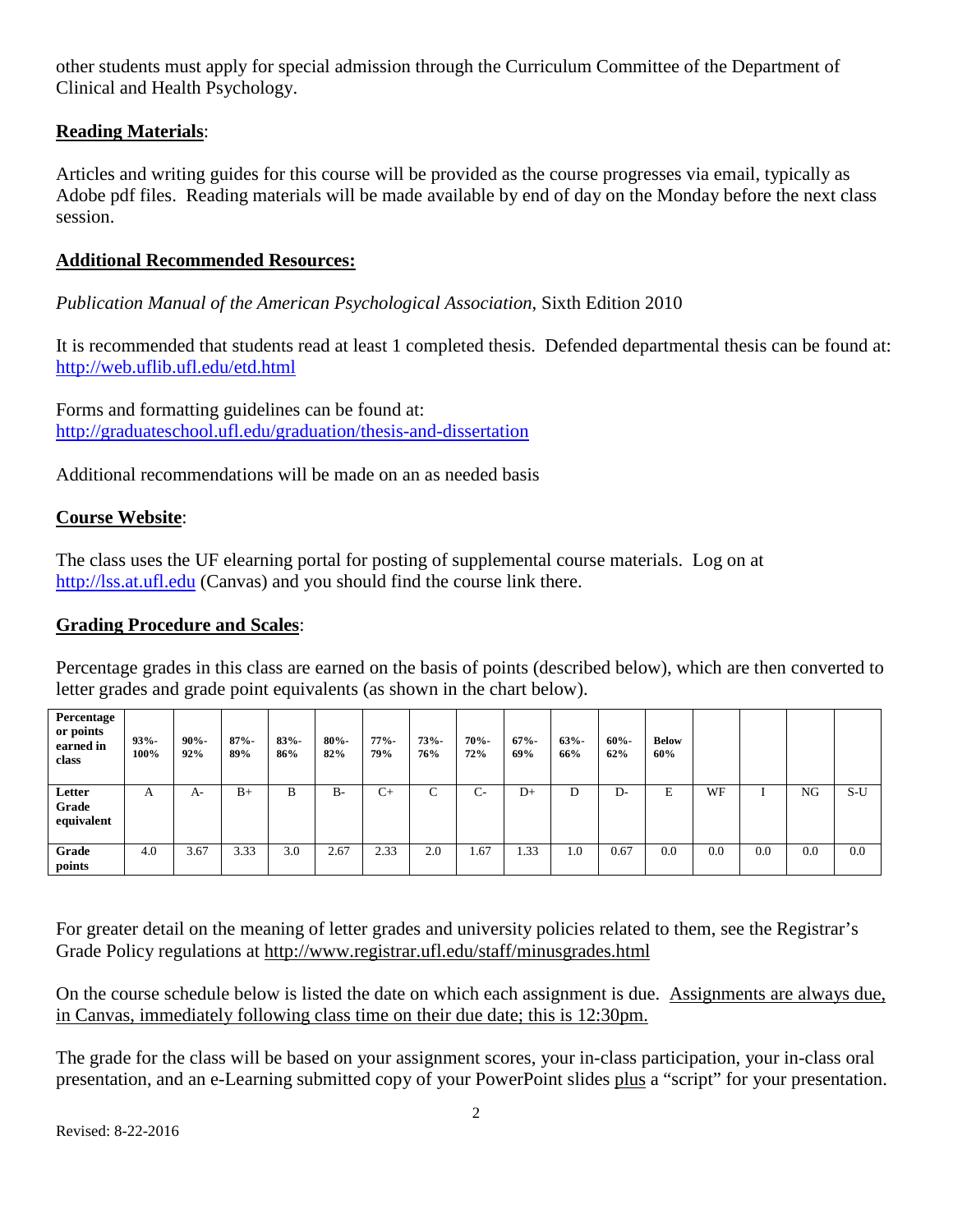other students must apply for special admission through the Curriculum Committee of the Department of Clinical and Health Psychology.

**Reading Materials**:

Articles and writing guides for this course will be provided as the course progresses via email, typically as Adobe pdf files. Reading materials will be made available by end of day on the Monday before the next class session.

**Additional Recommended Resources:**

*Publication Manual of the American Psychological Association*, Sixth Edition 2010

It is recommended that students read at least 1 completed thesis. Defended departmental thesis can be found at: http://web.uflib.ufl.edu/etd.html

Forms and formatting guidelines can be found at:
http://graduateschool.ufl.edu/graduation/thesis-and-dissertation

Additional recommendations will be made on an as needed basis

**Course Website**:

The class uses the UF elearning portal for posting of supplemental course materials. Log on at http://lss.at.ufl.edu (Canvas) and you should find the course link there.

**Grading Procedure and Scales**:

Percentage grades in this class are earned on the basis of points (described below), which are then converted to letter grades and grade point equivalents (as shown in the chart below).

| **Percentage or points earned in class** | **93%-100%** | **90%-92%** | **87%-89%** | **83%-86%** | **80%-82%** | **77%-79%** | **73%-76%** | **70%-72%** | **67%-69%** | **63%-66%** | **60%-62%** | **Below 60%** | | | | |
|---|---|---|---|---|---|---|---|---|---|---|---|---|---|---|---|---|
| **Letter Grade equivalent** | A | A- | B+ | B | B- | C+ | C | C- | D+ | D | D- | E | WF | I | NG | S-U |
| **Grade points** | 4.0 | 3.67 | 3.33 | 3.0 | 2.67 | 2.33 | 2.0 | 1.67 | 1.33 | 1.0 | 0.67 | 0.0 | 0.0 | 0.0 | 0.0 | 0.0 |

For greater detail on the meaning of letter grades and university policies related to them, see the Registrar's Grade Policy regulations at http://www.registrar.ufl.edu/staff/minusgrades.html

On the course schedule below is listed the date on which each assignment is due. Assignments are always due, in Canvas, immediately following class time on their due date; this is 12:30pm.

The grade for the class will be based on your assignment scores, your in-class participation, your in-class oral presentation, and an e-Learning submitted copy of your PowerPoint slides plus a "script" for your presentation.

Revised: 8-22-2016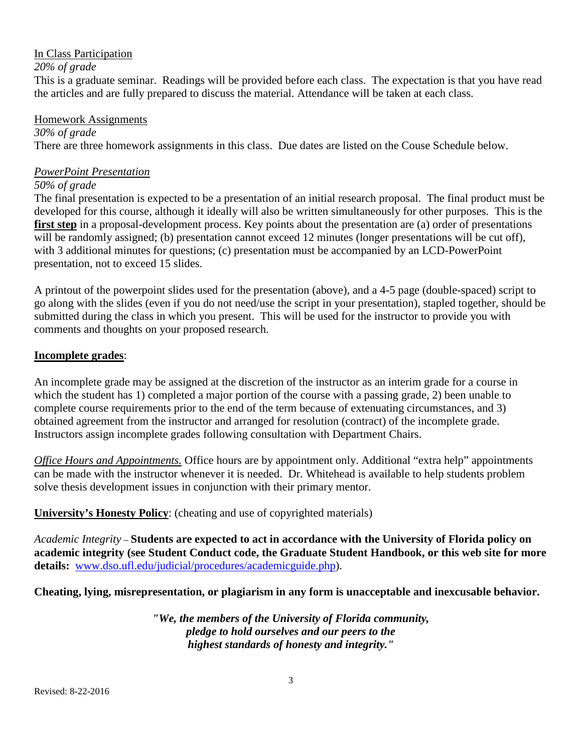In Class Participation

*20% of grade*

This is a graduate seminar. Readings will be provided before each class. The expectation is that you have read the articles and are fully prepared to discuss the material. Attendance will be taken at each class.

Homework Assignments

*30% of grade*

There are three homework assignments in this class. Due dates are listed on the Couse Schedule below.

*PowerPoint Presentation*

*50% of grade*

The final presentation is expected to be a presentation of an initial research proposal. The final product must be developed for this course, although it ideally will also be written simultaneously for other purposes. This is the **first step** in a proposal-development process. Key points about the presentation are (a) order of presentations will be randomly assigned; (b) presentation cannot exceed 12 minutes (longer presentations will be cut off), with 3 additional minutes for questions; (c) presentation must be accompanied by an LCD-PowerPoint presentation, not to exceed 15 slides.

A printout of the powerpoint slides used for the presentation (above), and a 4-5 page (double-spaced) script to go along with the slides (even if you do not need/use the script in your presentation), stapled together, should be submitted during the class in which you present. This will be used for the instructor to provide you with comments and thoughts on your proposed research.

**Incomplete grades**:

An incomplete grade may be assigned at the discretion of the instructor as an interim grade for a course in which the student has 1) completed a major portion of the course with a passing grade, 2) been unable to complete course requirements prior to the end of the term because of extenuating circumstances, and 3) obtained agreement from the instructor and arranged for resolution (contract) of the incomplete grade. Instructors assign incomplete grades following consultation with Department Chairs.

*Office Hours and Appointments.* Office hours are by appointment only. Additional "extra help" appointments can be made with the instructor whenever it is needed. Dr. Whitehead is available to help students problem solve thesis development issues in conjunction with their primary mentor.

**University's Honesty Policy**: (cheating and use of copyrighted materials)

*Academic Integrity* – **Students are expected to act in accordance with the University of Florida policy on academic integrity (see Student Conduct code, the Graduate Student Handbook, or this web site for more details:** www.dso.ufl.edu/judicial/procedures/academicguide.php).

**Cheating, lying, misrepresentation, or plagiarism in any form is unacceptable and inexcusable behavior.**

***"We, the members of the University of Florida community, pledge to hold ourselves and our peers to the highest standards of honesty and integrity."***

Revised: 8-22-2016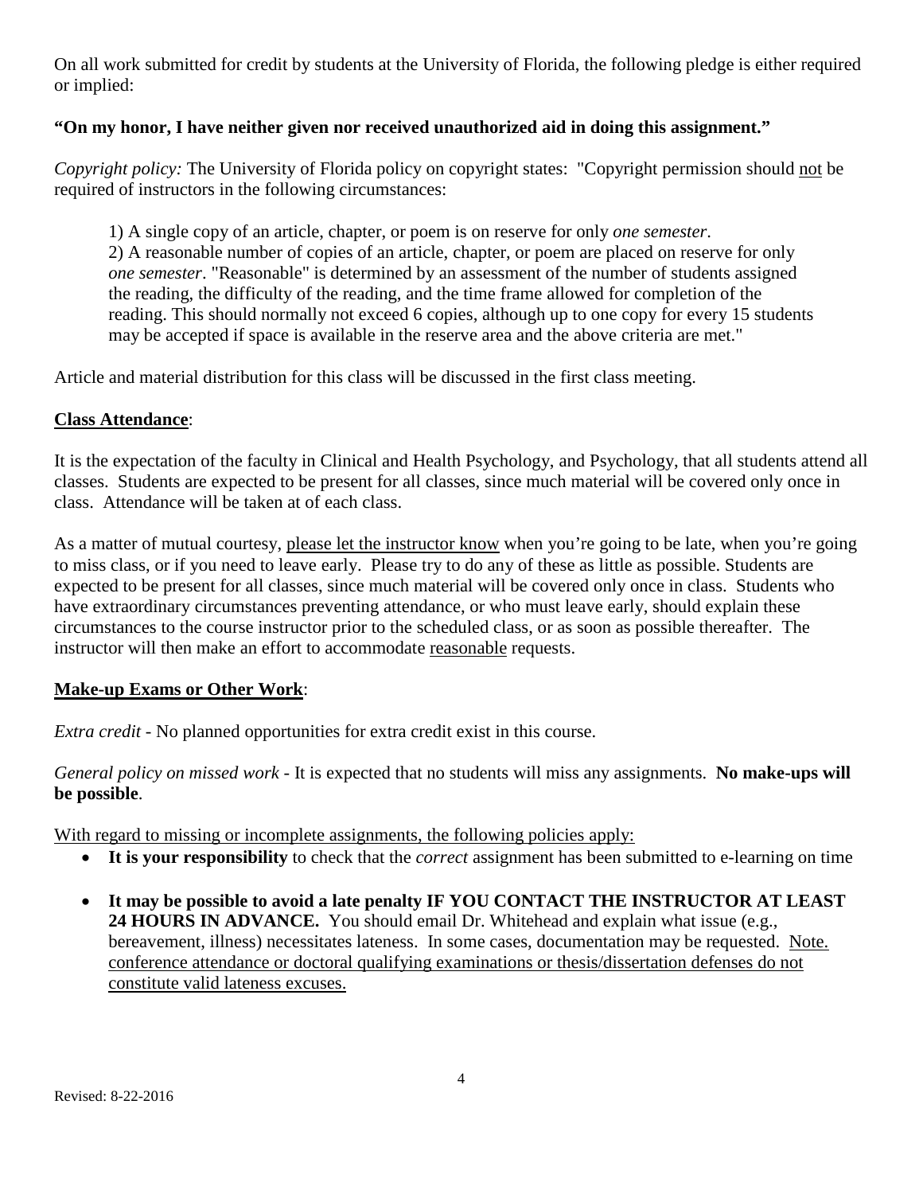On all work submitted for credit by students at the University of Florida, the following pledge is either required or implied:

**"On my honor, I have neither given nor received unauthorized aid in doing this assignment."**

*Copyright policy:* The University of Florida policy on copyright states: "Copyright permission should not be required of instructors in the following circumstances:

> 1) A single copy of an article, chapter, or poem is on reserve for only *one semester*.
> 2) A reasonable number of copies of an article, chapter, or poem are placed on reserve for only *one semester*. "Reasonable" is determined by an assessment of the number of students assigned the reading, the difficulty of the reading, and the time frame allowed for completion of the reading. This should normally not exceed 6 copies, although up to one copy for every 15 students may be accepted if space is available in the reserve area and the above criteria are met."

Article and material distribution for this class will be discussed in the first class meeting.

**Class Attendance**:

It is the expectation of the faculty in Clinical and Health Psychology, and Psychology, that all students attend all classes. Students are expected to be present for all classes, since much material will be covered only once in class. Attendance will be taken at of each class.

As a matter of mutual courtesy, please let the instructor know when you're going to be late, when you're going to miss class, or if you need to leave early. Please try to do any of these as little as possible. Students are expected to be present for all classes, since much material will be covered only once in class. Students who have extraordinary circumstances preventing attendance, or who must leave early, should explain these circumstances to the course instructor prior to the scheduled class, or as soon as possible thereafter. The instructor will then make an effort to accommodate reasonable requests.

**Make-up Exams or Other Work**:

*Extra credit* - No planned opportunities for extra credit exist in this course.

*General policy on missed work* - It is expected that no students will miss any assignments. **No make-ups will be possible**.

With regard to missing or incomplete assignments, the following policies apply:

- **It is your responsibility** to check that the *correct* assignment has been submitted to e-learning on time
- **It may be possible to avoid a late penalty IF YOU CONTACT THE INSTRUCTOR AT LEAST 24 HOURS IN ADVANCE.** You should email Dr. Whitehead and explain what issue (e.g., bereavement, illness) necessitates lateness. In some cases, documentation may be requested. Note. conference attendance or doctoral qualifying examinations or thesis/dissertation defenses do not constitute valid lateness excuses.

Revised: 8-22-2016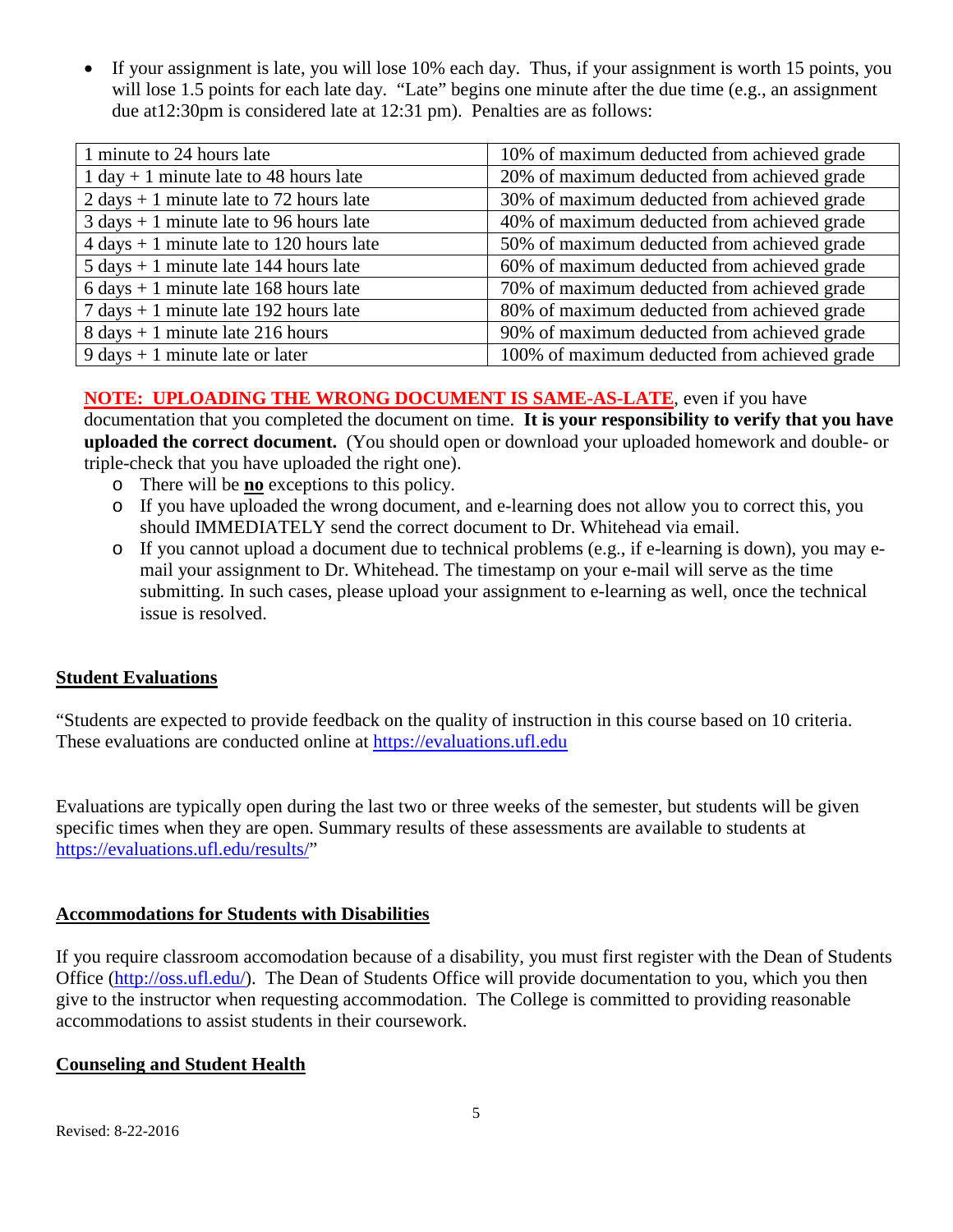- If your assignment is late, you will lose 10% each day. Thus, if your assignment is worth 15 points, you will lose 1.5 points for each late day. "Late" begins one minute after the due time (e.g., an assignment due at12:30pm is considered late at 12:31 pm). Penalties are as follows:

| 1 minute to 24 hours late | 10% of maximum deducted from achieved grade |
|---|---|
| 1 day + 1 minute late to 48 hours late | 20% of maximum deducted from achieved grade |
| 2 days + 1 minute late to 72 hours late | 30% of maximum deducted from achieved grade |
| 3 days + 1 minute late to 96 hours late | 40% of maximum deducted from achieved grade |
| 4 days + 1 minute late to 120 hours late | 50% of maximum deducted from achieved grade |
| 5 days + 1 minute late 144 hours late | 60% of maximum deducted from achieved grade |
| 6 days + 1 minute late 168 hours late | 70% of maximum deducted from achieved grade |
| 7 days + 1 minute late 192 hours late | 80% of maximum deducted from achieved grade |
| 8 days + 1 minute late 216 hours | 90% of maximum deducted from achieved grade |
| 9 days + 1 minute late or later | 100% of maximum deducted from achieved grade |

**NOTE: UPLOADING THE WRONG DOCUMENT IS SAME-AS-LATE**, even if you have documentation that you completed the document on time. **It is your responsibility to verify that you have uploaded the correct document.** (You should open or download your uploaded homework and double- or triple-check that you have uploaded the right one).

- There will be **no** exceptions to this policy.
- If you have uploaded the wrong document, and e-learning does not allow you to correct this, you should IMMEDIATELY send the correct document to Dr. Whitehead via email.
- If you cannot upload a document due to technical problems (e.g., if e-learning is down), you may e-mail your assignment to Dr. Whitehead. The timestamp on your e-mail will serve as the time submitting. In such cases, please upload your assignment to e-learning as well, once the technical issue is resolved.

## Student Evaluations

"Students are expected to provide feedback on the quality of instruction in this course based on 10 criteria. These evaluations are conducted online at https://evaluations.ufl.edu

Evaluations are typically open during the last two or three weeks of the semester, but students will be given specific times when they are open. Summary results of these assessments are available to students at https://evaluations.ufl.edu/results/"

## Accommodations for Students with Disabilities

If you require classroom accomodation because of a disability, you must first register with the Dean of Students Office (http://oss.ufl.edu/). The Dean of Students Office will provide documentation to you, which you then give to the instructor when requesting accommodation. The College is committed to providing reasonable accommodations to assist students in their coursework.

## Counseling and Student Health

Revised: 8-22-2016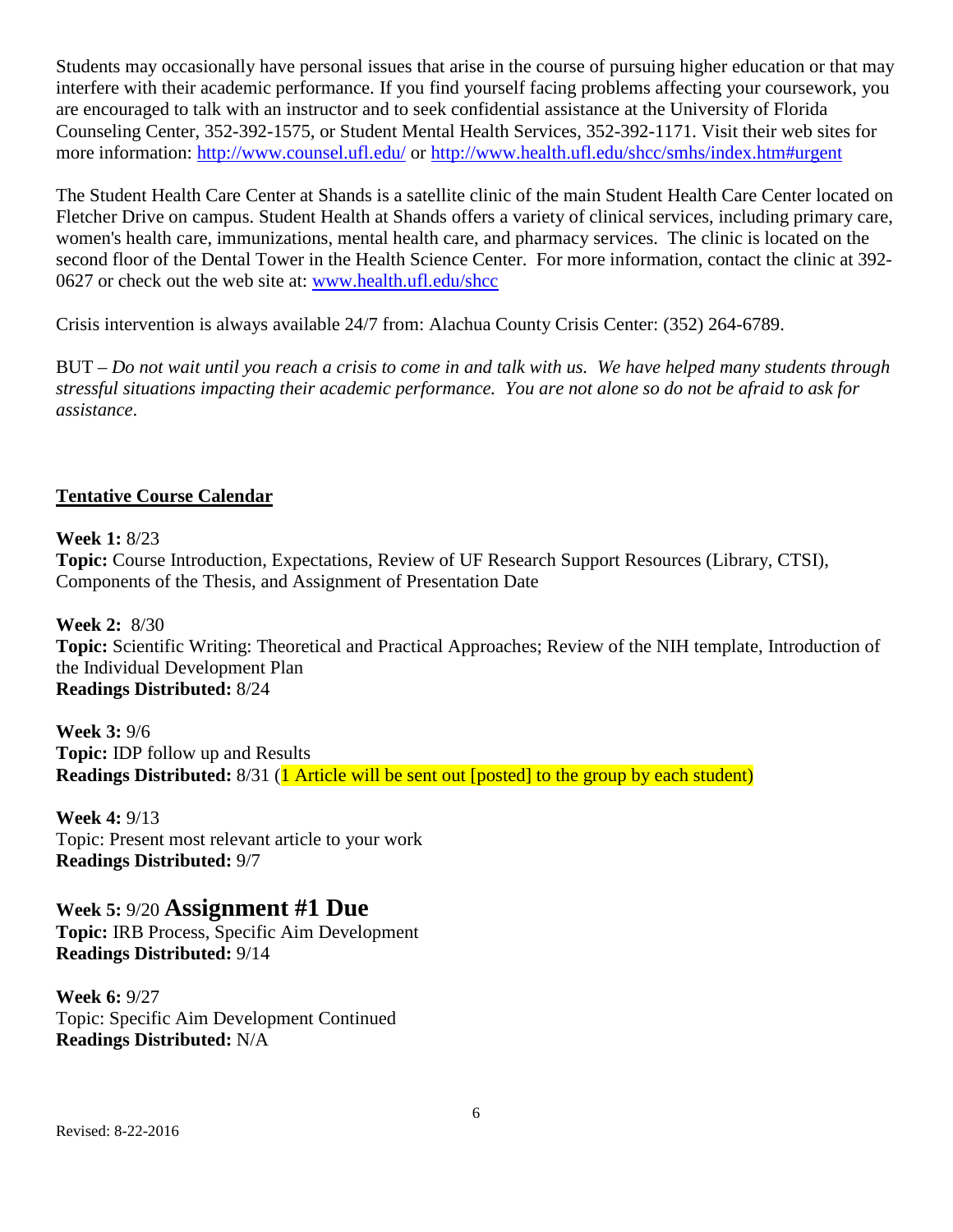Students may occasionally have personal issues that arise in the course of pursuing higher education or that may interfere with their academic performance. If you find yourself facing problems affecting your coursework, you are encouraged to talk with an instructor and to seek confidential assistance at the University of Florida Counseling Center, 352-392-1575, or Student Mental Health Services, 352-392-1171. Visit their web sites for more information: http://www.counsel.ufl.edu/ or http://www.health.ufl.edu/shcc/smhs/index.htm#urgent

The Student Health Care Center at Shands is a satellite clinic of the main Student Health Care Center located on Fletcher Drive on campus. Student Health at Shands offers a variety of clinical services, including primary care, women's health care, immunizations, mental health care, and pharmacy services. The clinic is located on the second floor of the Dental Tower in the Health Science Center. For more information, contact the clinic at 392-0627 or check out the web site at: www.health.ufl.edu/shcc

Crisis intervention is always available 24/7 from: Alachua County Crisis Center: (352) 264-6789.

BUT – *Do not wait until you reach a crisis to come in and talk with us. We have helped many students through stressful situations impacting their academic performance. You are not alone so do not be afraid to ask for assistance*.

## Tentative Course Calendar

**Week 1:** 8/23
**Topic:** Course Introduction, Expectations, Review of UF Research Support Resources (Library, CTSI), Components of the Thesis, and Assignment of Presentation Date

**Week 2:** 8/30
**Topic:** Scientific Writing: Theoretical and Practical Approaches; Review of the NIH template, Introduction of the Individual Development Plan
**Readings Distributed:** 8/24

**Week 3:** 9/6
**Topic:** IDP follow up and Results
**Readings Distributed:** 8/31 (1 Article will be sent out [posted] to the group by each student)

**Week 4:** 9/13
Topic: Present most relevant article to your work
**Readings Distributed:** 9/7

**Week 5:** 9/20 **Assignment #1 Due**
**Topic:** IRB Process, Specific Aim Development
**Readings Distributed:** 9/14

**Week 6:** 9/27
Topic: Specific Aim Development Continued
**Readings Distributed:** N/A

Revised: 8-22-2016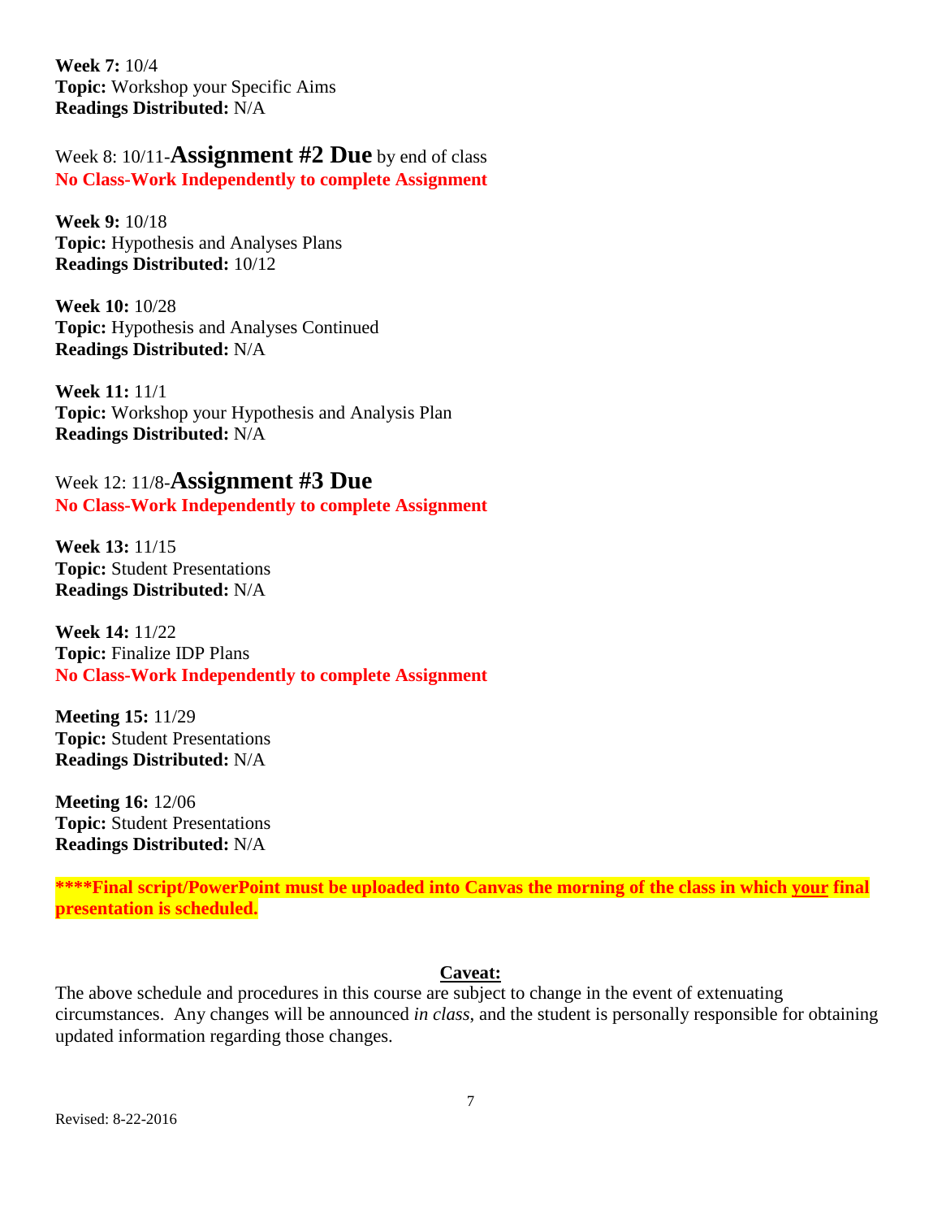**Week 7:** 10/4
**Topic:** Workshop your Specific Aims
**Readings Distributed:** N/A

Week 8: 10/11-**Assignment #2 Due** by end of class
**No Class-Work Independently to complete Assignment**

**Week 9:** 10/18
**Topic:** Hypothesis and Analyses Plans
**Readings Distributed:** 10/12

**Week 10:** 10/28
**Topic:** Hypothesis and Analyses Continued
**Readings Distributed:** N/A

**Week 11:** 11/1
**Topic:** Workshop your Hypothesis and Analysis Plan
**Readings Distributed:** N/A

Week 12: 11/8-**Assignment #3 Due**
**No Class-Work Independently to complete Assignment**

**Week 13:** 11/15
**Topic:** Student Presentations
**Readings Distributed:** N/A

**Week 14:** 11/22
**Topic:** Finalize IDP Plans
**No Class-Work Independently to complete Assignment**

**Meeting 15:** 11/29
**Topic:** Student Presentations
**Readings Distributed:** N/A

**Meeting 16:** 12/06
**Topic:** Student Presentations
**Readings Distributed:** N/A

**\*\*\*\*Final script/PowerPoint must be uploaded into Canvas the morning of the class in which your final presentation is scheduled.**

**Caveat:**

The above schedule and procedures in this course are subject to change in the event of extenuating circumstances. Any changes will be announced *in class*, and the student is personally responsible for obtaining updated information regarding those changes.

Revised: 8-22-2016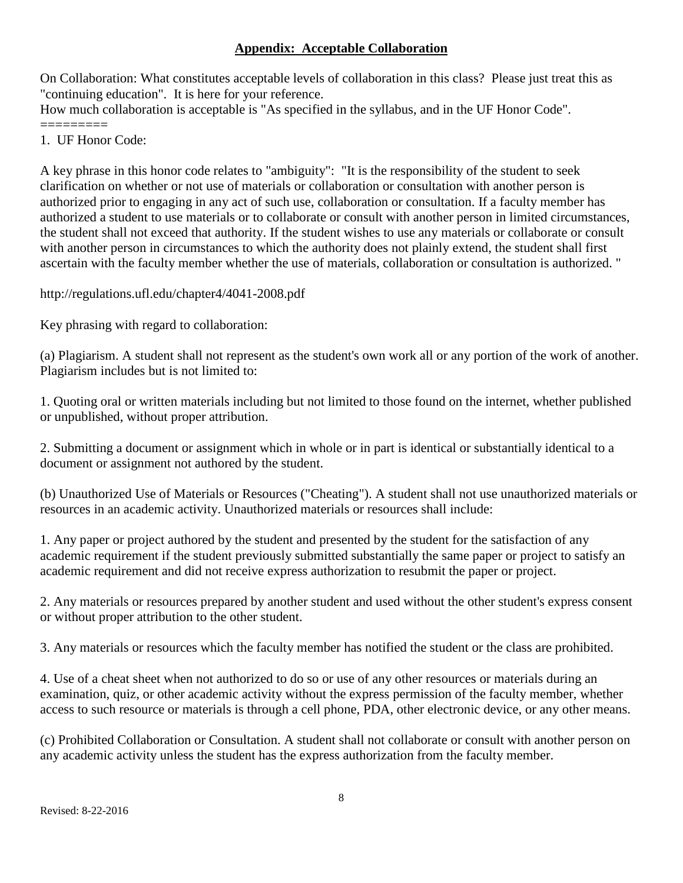## **Appendix: Acceptable Collaboration**

On Collaboration: What constitutes acceptable levels of collaboration in this class? Please just treat this as "continuing education". It is here for your reference.
How much collaboration is acceptable is "As specified in the syllabus, and in the UF Honor Code".
=========

1. UF Honor Code:

A key phrase in this honor code relates to "ambiguity": "It is the responsibility of the student to seek clarification on whether or not use of materials or collaboration or consultation with another person is authorized prior to engaging in any act of such use, collaboration or consultation. If a faculty member has authorized a student to use materials or to collaborate or consult with another person in limited circumstances, the student shall not exceed that authority. If the student wishes to use any materials or collaborate or consult with another person in circumstances to which the authority does not plainly extend, the student shall first ascertain with the faculty member whether the use of materials, collaboration or consultation is authorized. "

http://regulations.ufl.edu/chapter4/4041-2008.pdf

Key phrasing with regard to collaboration:

(a) Plagiarism. A student shall not represent as the student's own work all or any portion of the work of another. Plagiarism includes but is not limited to:

1. Quoting oral or written materials including but not limited to those found on the internet, whether published or unpublished, without proper attribution.

2. Submitting a document or assignment which in whole or in part is identical or substantially identical to a document or assignment not authored by the student.

(b) Unauthorized Use of Materials or Resources ("Cheating"). A student shall not use unauthorized materials or resources in an academic activity. Unauthorized materials or resources shall include:

1. Any paper or project authored by the student and presented by the student for the satisfaction of any academic requirement if the student previously submitted substantially the same paper or project to satisfy an academic requirement and did not receive express authorization to resubmit the paper or project.

2. Any materials or resources prepared by another student and used without the other student's express consent or without proper attribution to the other student.

3. Any materials or resources which the faculty member has notified the student or the class are prohibited.

4. Use of a cheat sheet when not authorized to do so or use of any other resources or materials during an examination, quiz, or other academic activity without the express permission of the faculty member, whether access to such resource or materials is through a cell phone, PDA, other electronic device, or any other means.

(c) Prohibited Collaboration or Consultation. A student shall not collaborate or consult with another person on any academic activity unless the student has the express authorization from the faculty member.

Revised: 8-22-2016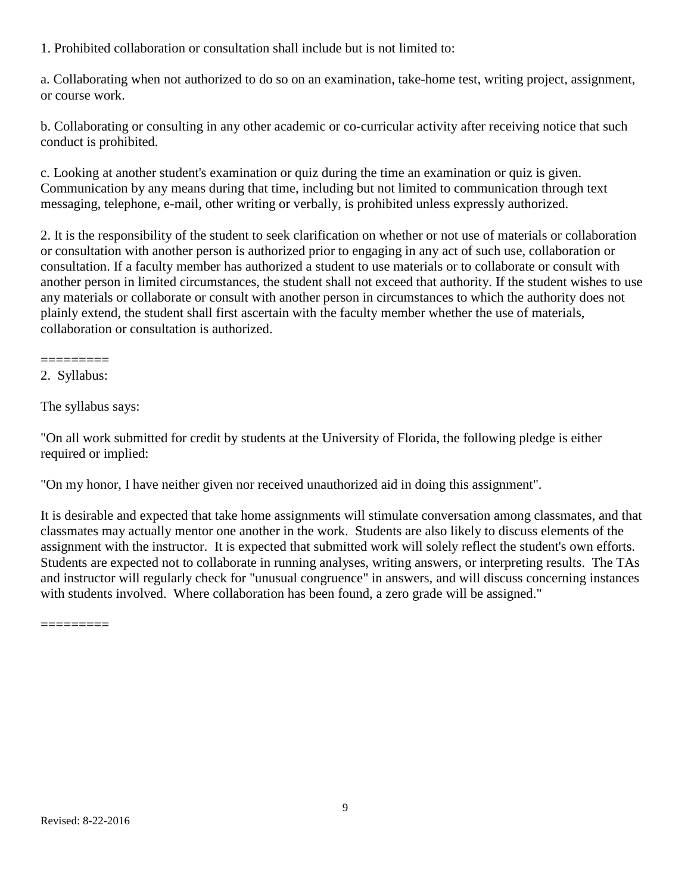1. Prohibited collaboration or consultation shall include but is not limited to:

a. Collaborating when not authorized to do so on an examination, take-home test, writing project, assignment, or course work.

b. Collaborating or consulting in any other academic or co-curricular activity after receiving notice that such conduct is prohibited.

c. Looking at another student's examination or quiz during the time an examination or quiz is given. Communication by any means during that time, including but not limited to communication through text messaging, telephone, e-mail, other writing or verbally, is prohibited unless expressly authorized.

2. It is the responsibility of the student to seek clarification on whether or not use of materials or collaboration or consultation with another person is authorized prior to engaging in any act of such use, collaboration or consultation. If a faculty member has authorized a student to use materials or to collaborate or consult with another person in limited circumstances, the student shall not exceed that authority. If the student wishes to use any materials or collaborate or consult with another person in circumstances to which the authority does not plainly extend, the student shall first ascertain with the faculty member whether the use of materials, collaboration or consultation is authorized.

=========

2. Syllabus:

The syllabus says:

"On all work submitted for credit by students at the University of Florida, the following pledge is either required or implied:

"On my honor, I have neither given nor received unauthorized aid in doing this assignment".

It is desirable and expected that take home assignments will stimulate conversation among classmates, and that classmates may actually mentor one another in the work. Students are also likely to discuss elements of the assignment with the instructor. It is expected that submitted work will solely reflect the student's own efforts. Students are expected not to collaborate in running analyses, writing answers, or interpreting results. The TAs and instructor will regularly check for "unusual congruence" in answers, and will discuss concerning instances with students involved. Where collaboration has been found, a zero grade will be assigned."

=========

Revised: 8-22-2016